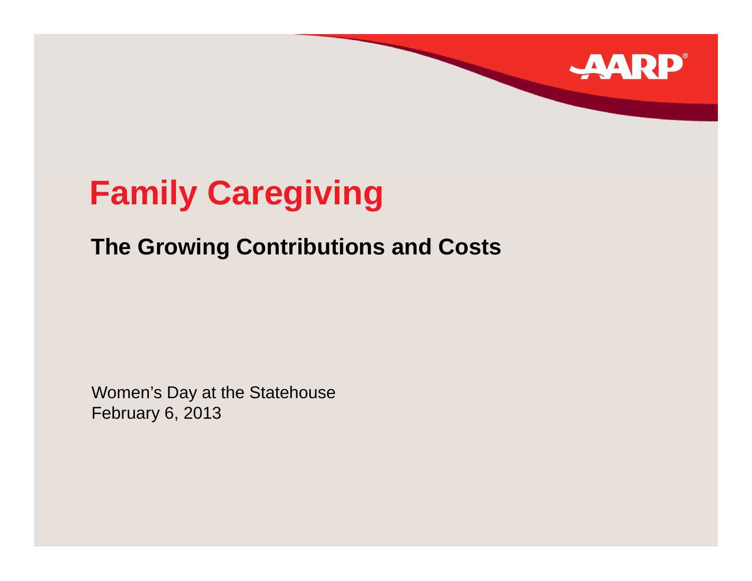# Family Caregiving

## The Growing Contributions and Costs

Women's Day at the Statehouse
February 6, 2013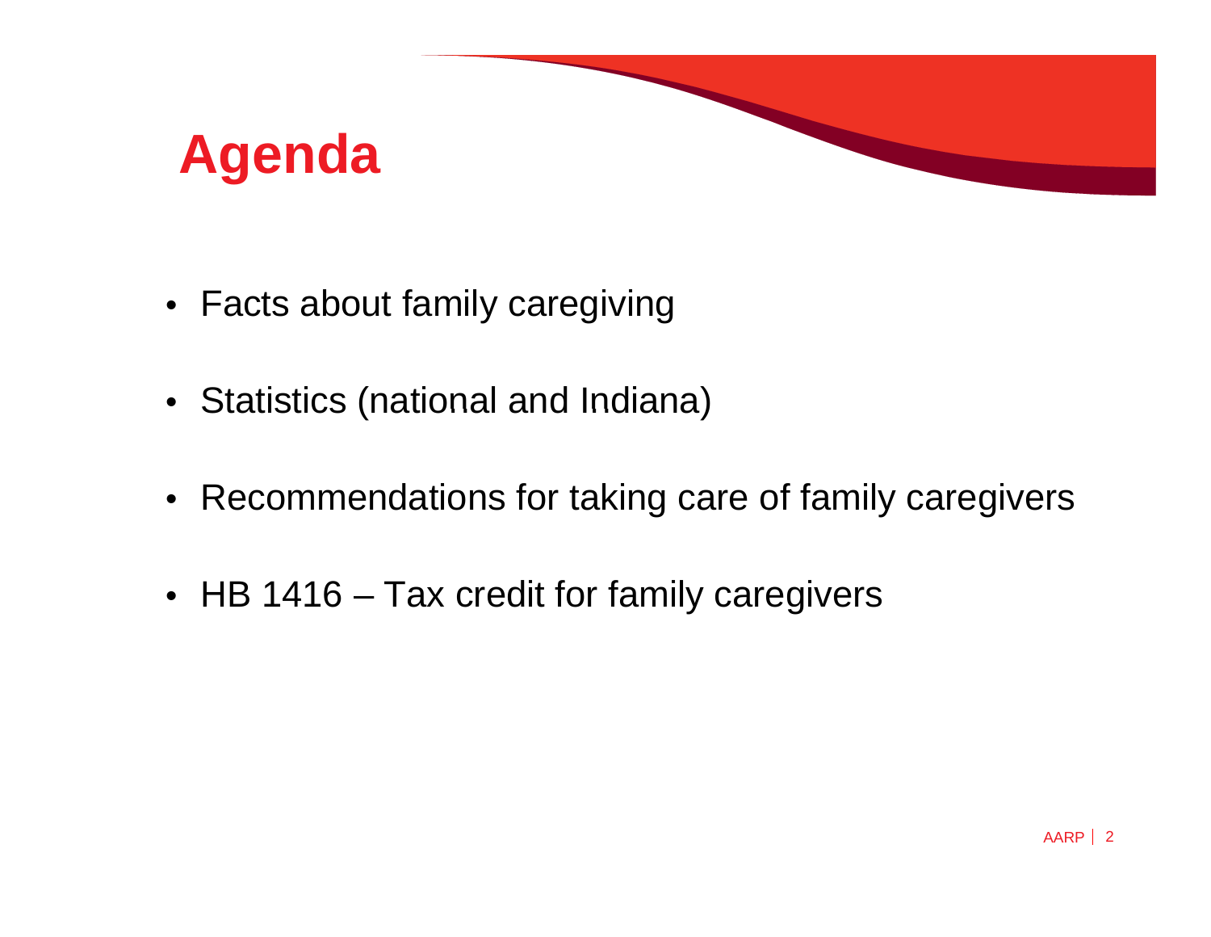# Agenda

- Facts about family caregiving
- Statistics (national and Indiana)
- Recommendations for taking care of family caregivers
- HB 1416 – Tax credit for family caregivers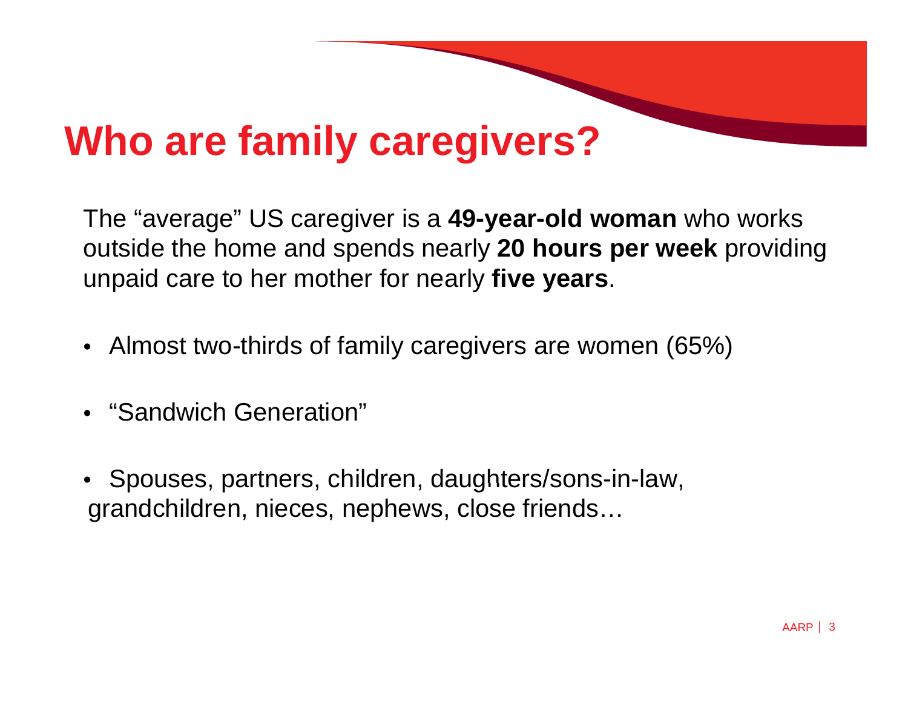# Who are family caregivers?

The “average” US caregiver is a **49-year-old woman** who works outside the home and spends nearly **20 hours per week** providing unpaid care to her mother for nearly **five years**.

- Almost two-thirds of family caregivers are women (65%)
- “Sandwich Generation”
- Spouses, partners, children, daughters/sons-in-law, grandchildren, nieces, nephews, close friends…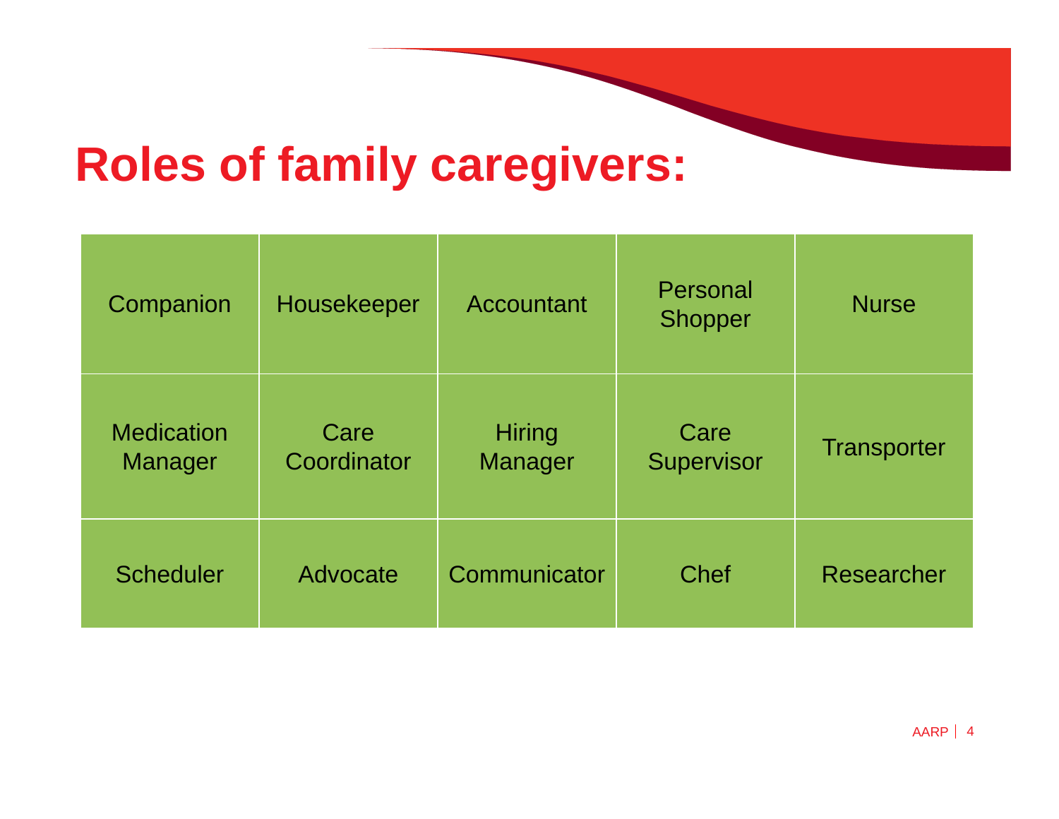# Roles of family caregivers:

| Companion | Housekeeper | Accountant | Personal Shopper | Nurse |
|---|---|---|---|---|
| Medication Manager | Care Coordinator | Hiring Manager | Care Supervisor | Transporter |
| Scheduler | Advocate | Communicator | Chef | Researcher |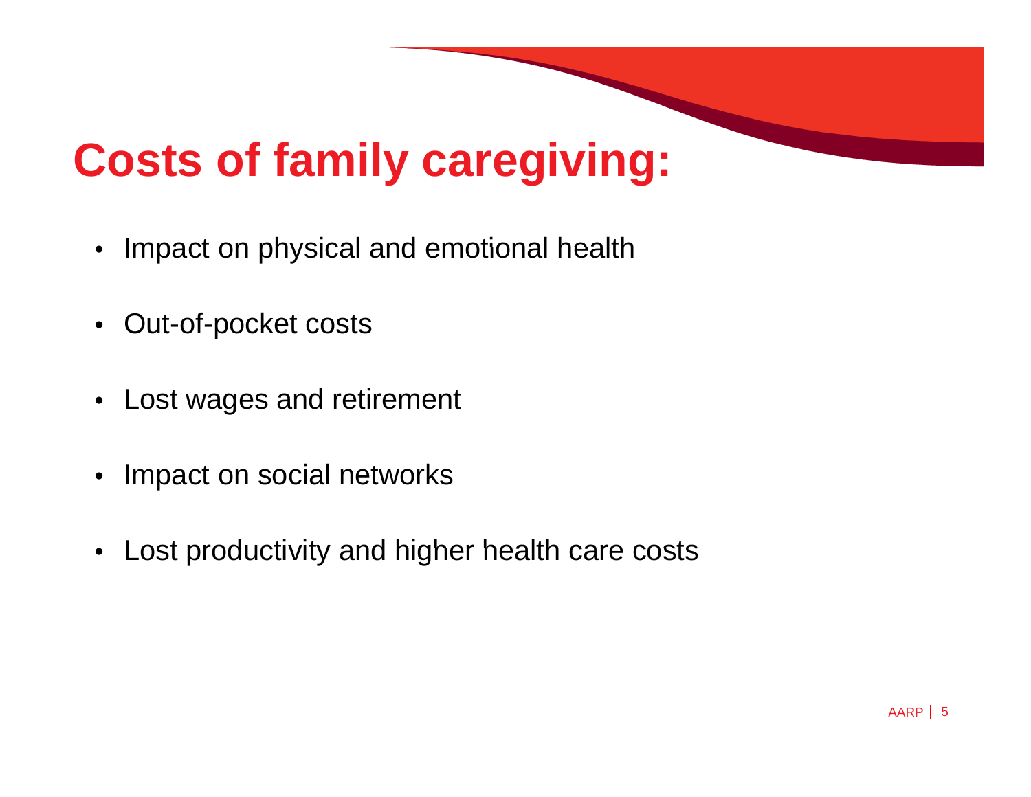# Costs of family caregiving:

- Impact on physical and emotional health
- Out-of-pocket costs
- Lost wages and retirement
- Impact on social networks
- Lost productivity and higher health care costs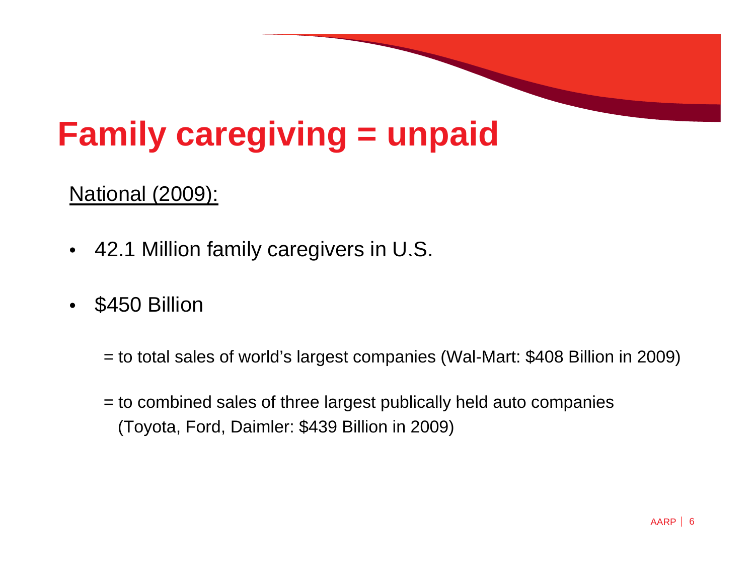# Family caregiving = unpaid

National (2009):

- 42.1 Million family caregivers in U.S.
- $450 Billion

  = to total sales of world's largest companies (Wal-Mart: $408 Billion in 2009)

  = to combined sales of three largest publically held auto companies (Toyota, Ford, Daimler: $439 Billion in 2009)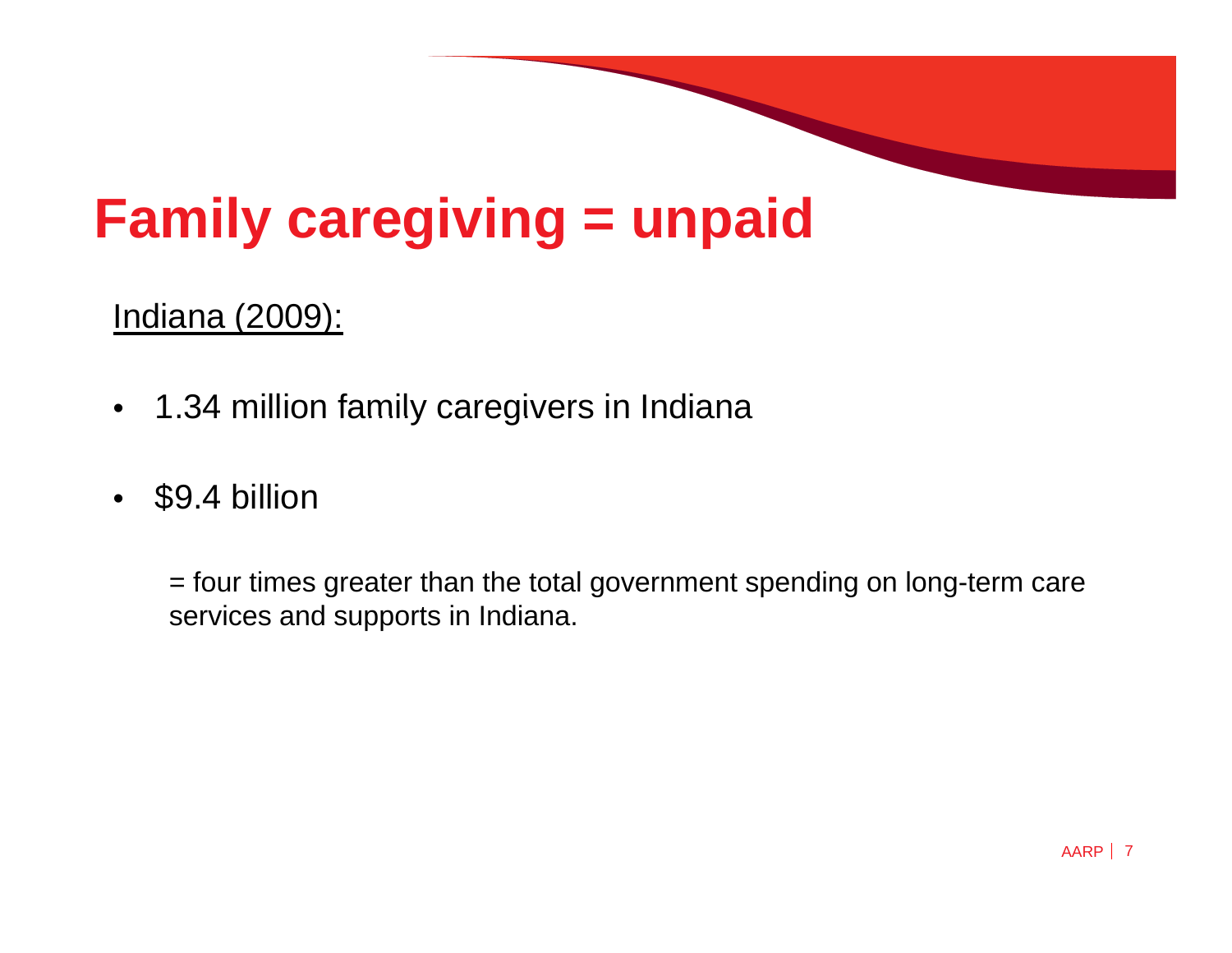# Family caregiving = unpaid

Indiana (2009):

- 1.34 million family caregivers in Indiana
- $9.4 billion

  = four times greater than the total government spending on long-term care services and supports in Indiana.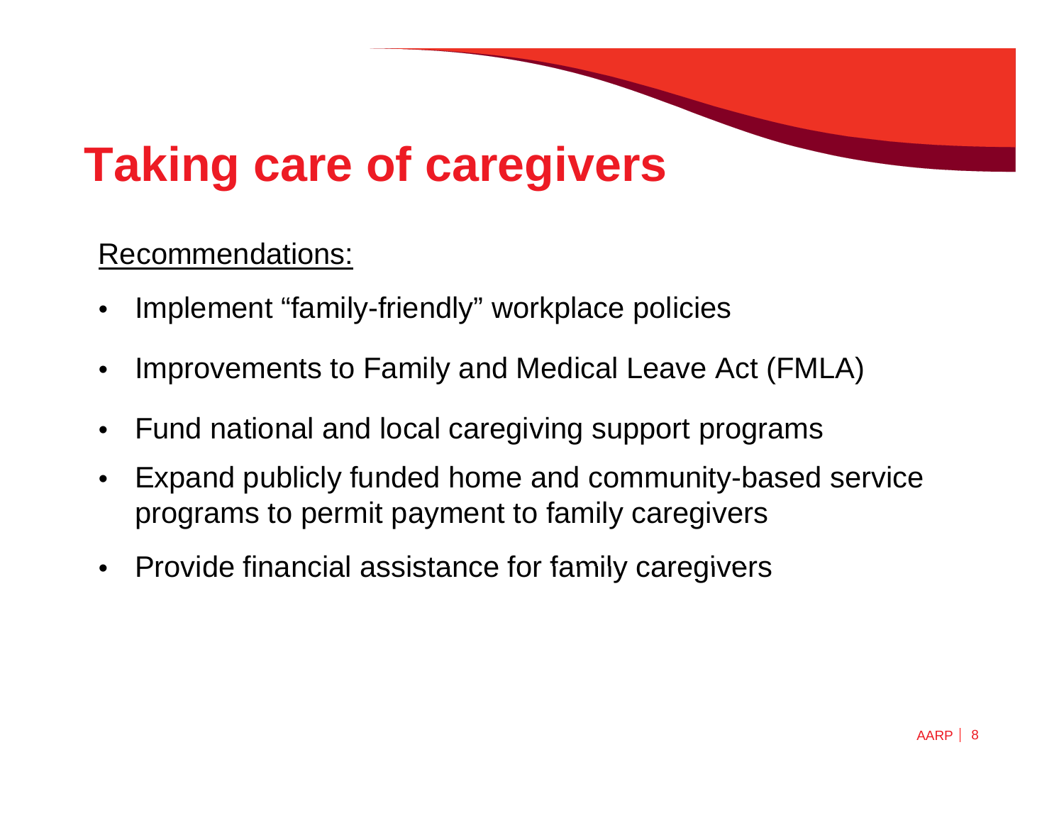# Taking care of caregivers

Recommendations:

- Implement “family-friendly” workplace policies
- Improvements to Family and Medical Leave Act (FMLA)
- Fund national and local caregiving support programs
- Expand publicly funded home and community-based service programs to permit payment to family caregivers
- Provide financial assistance for family caregivers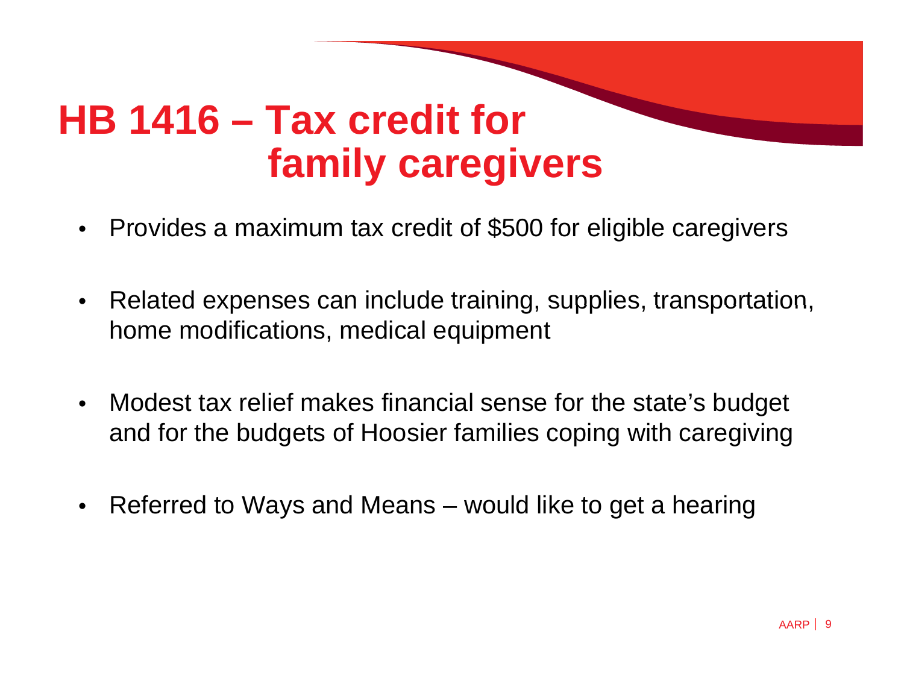# HB 1416 – Tax credit for family caregivers

- Provides a maximum tax credit of $500 for eligible caregivers
- Related expenses can include training, supplies, transportation, home modifications, medical equipment
- Modest tax relief makes financial sense for the state's budget and for the budgets of Hoosier families coping with caregiving
- Referred to Ways and Means – would like to get a hearing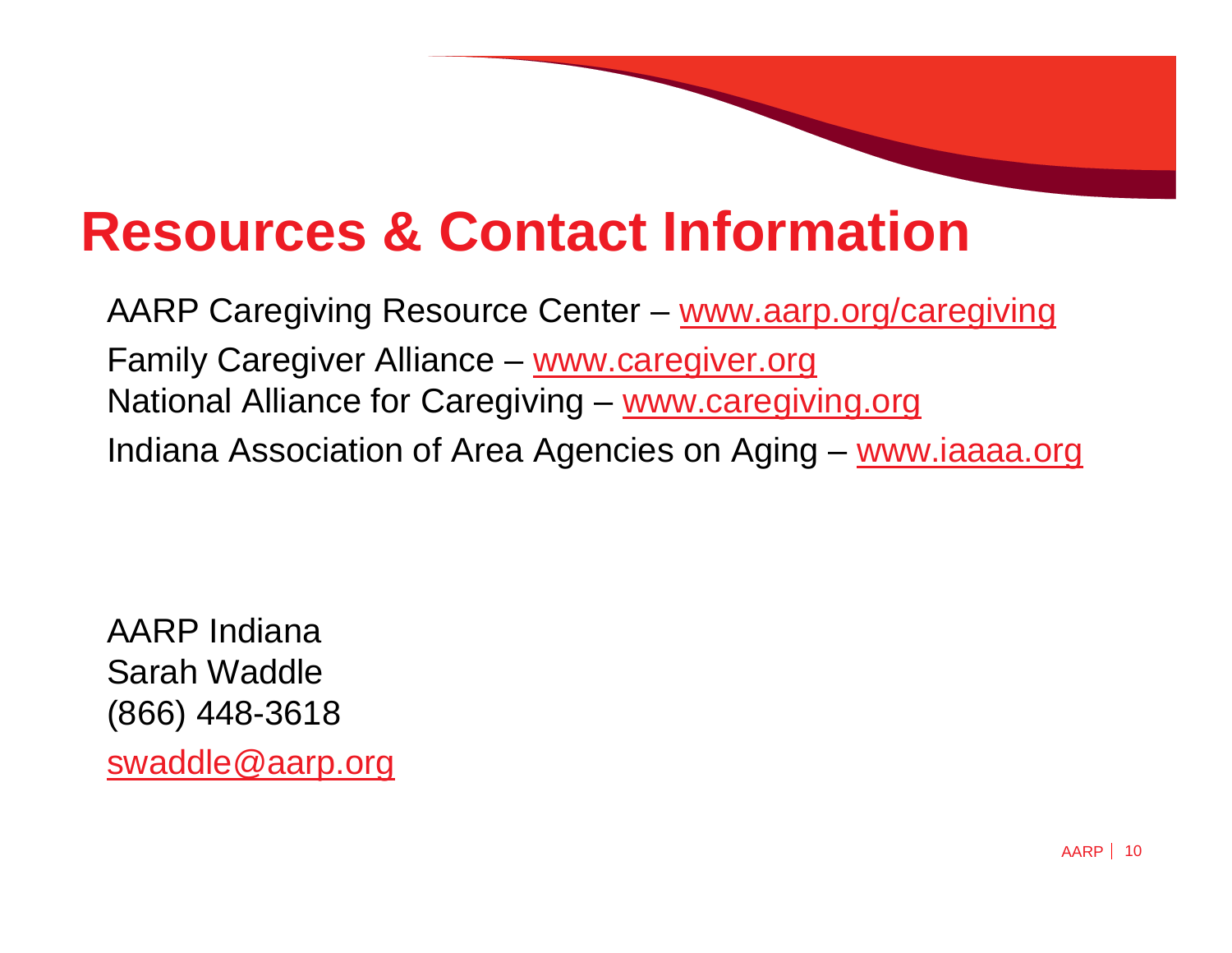# Resources & Contact Information

AARP Caregiving Resource Center – www.aarp.org/caregiving

Family Caregiver Alliance – www.caregiver.org

National Alliance for Caregiving – www.caregiving.org

Indiana Association of Area Agencies on Aging – www.iaaaa.org

AARP Indiana
Sarah Waddle
(866) 448-3618
swaddle@aarp.org